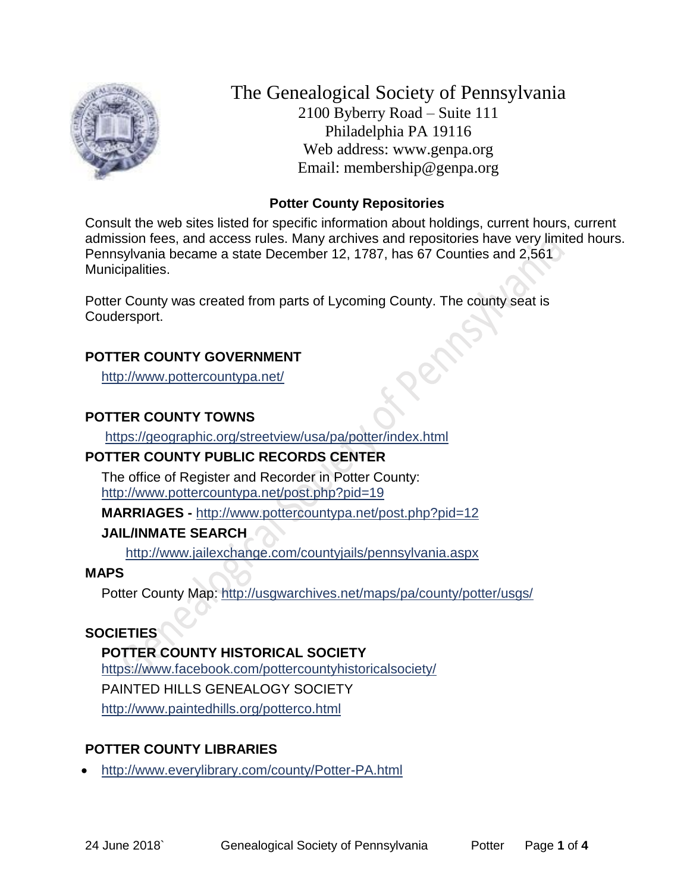# The Genealogical Society of Pennsylvania

2100 Byberry Road – Suite 111
Philadelphia PA 19116
Web address: www.genpa.org
Email: membership@genpa.org

## Potter County Repositories

Consult the web sites listed for specific information about holdings, current hours, current admission fees, and access rules. Many archives and repositories have very limited hours. Pennsylvania became a state December 12, 1787, has 67 Counties and 2,561 Municipalities.

Potter County was created from parts of Lycoming County. The county seat is Coudersport.

### POTTER COUNTY GOVERNMENT

http://www.pottercountypa.net/

### POTTER COUNTY TOWNS

https://geographic.org/streetview/usa/pa/potter/index.html

### POTTER COUNTY PUBLIC RECORDS CENTER

The office of Register and Recorder in Potter County:
http://www.pottercountypa.net/post.php?pid=19

**MARRIAGES -** http://www.pottercountypa.net/post.php?pid=12

**JAIL/INMATE SEARCH**

http://www.jailexchange.com/countyjails/pennsylvania.aspx

### MAPS

Potter County Map: http://usgwarchives.net/maps/pa/county/potter/usgs/

### SOCIETIES

**POTTER COUNTY HISTORICAL SOCIETY**

https://www.facebook.com/pottercountyhistoricalsociety/

PAINTED HILLS GENEALOGY SOCIETY

http://www.paintedhills.org/potterco.html

### POTTER COUNTY LIBRARIES

- http://www.everylibrary.com/county/Potter-PA.html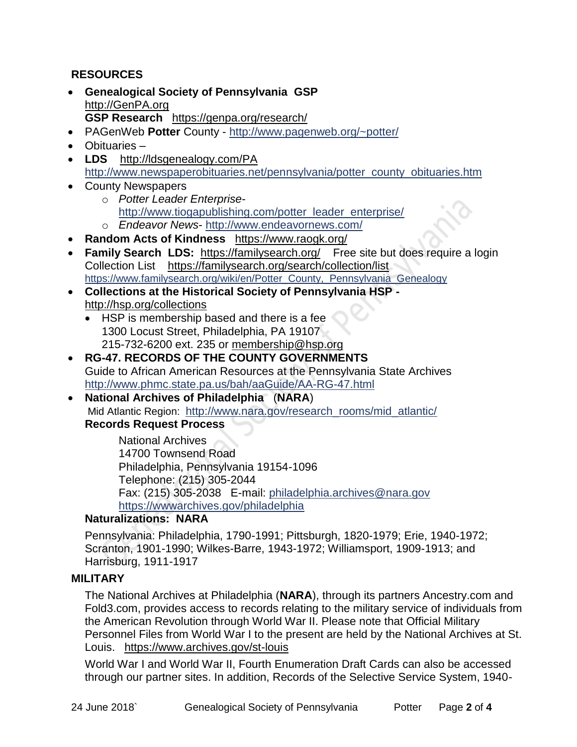## RESOURCES

- **Genealogical Society of Pennsylvania GSP** http://GenPA.org
  **GSP Research** https://genpa.org/research/
- PAGenWeb **Potter** County - http://www.pagenweb.org/~potter/
- Obituaries –
- **LDS** http://ldsgenealogy.com/PA
  http://www.newspaperobituaries.net/pennsylvania/potter_county_obituaries.htm
- County Newspapers
  - *Potter Leader Enterprise*- http://www.tiogapublishing.com/potter_leader_enterprise/
  - *Endeavor News*- http://www.endeavornews.com/
- **Random Acts of Kindness** https://www.raogk.org/
- **Family Search LDS:** https://familysearch.org/ Free site but does require a login
  Collection List https://familysearch.org/search/collection/list
  https://www.familysearch.org/wiki/en/Potter_County,_Pennsylvania_Genealogy
- **Collections at the Historical Society of Pennsylvania HSP -** http://hsp.org/collections
  - HSP is membership based and there is a fee
    1300 Locust Street, Philadelphia, PA 19107
    215-732-6200 ext. 235 or membership@hsp.org
- **RG-47. RECORDS OF THE COUNTY GOVERNMENTS**
  Guide to African American Resources at the Pennsylvania State Archives
  http://www.phmc.state.pa.us/bah/aaGuide/AA-RG-47.html
- **National Archives of Philadelphia** (**NARA**)
  Mid Atlantic Region: http://www.nara.gov/research_rooms/mid_atlantic/
  **Records Request Process**

  National Archives
  14700 Townsend Road
  Philadelphia, Pennsylvania 19154-1096
  Telephone: (215) 305-2044
  Fax: (215) 305-2038 E-mail: philadelphia.archives@nara.gov
  https://wwwarchives.gov/philadelphia

  **Naturalizations: NARA**

  Pennsylvania: Philadelphia, 1790-1991; Pittsburgh, 1820-1979; Erie, 1940-1972; Scranton, 1901-1990; Wilkes-Barre, 1943-1972; Williamsport, 1909-1913; and Harrisburg, 1911-1917

## MILITARY

The National Archives at Philadelphia (**NARA**), through its partners Ancestry.com and Fold3.com, provides access to records relating to the military service of individuals from the American Revolution through World War II. Please note that Official Military Personnel Files from World War I to the present are held by the National Archives at St. Louis. https://www.archives.gov/st-louis

World War I and World War II, Fourth Enumeration Draft Cards can also be accessed through our partner sites. In addition, Records of the Selective Service System, 1940-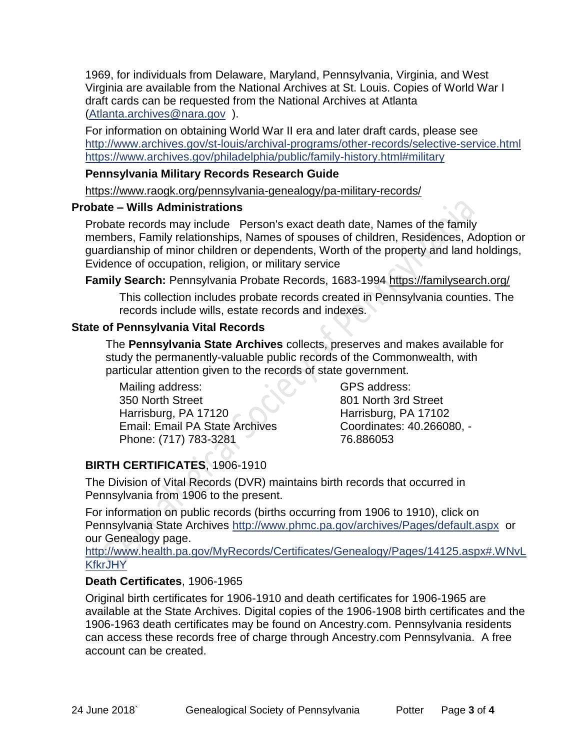1969, for individuals from Delaware, Maryland, Pennsylvania, Virginia, and West Virginia are available from the National Archives at St. Louis. Copies of World War I draft cards can be requested from the National Archives at Atlanta (Atlanta.archives@nara.gov ).

For information on obtaining World War II era and later draft cards, please see http://www.archives.gov/st-louis/archival-programs/other-records/selective-service.html https://www.archives.gov/philadelphia/public/family-history.html#military

**Pennsylvania Military Records Research Guide**

https://www.raogk.org/pennsylvania-genealogy/pa-military-records/

### Probate – Wills Administrations

Probate records may include Person's exact death date, Names of the family members, Family relationships, Names of spouses of children, Residences, Adoption or guardianship of minor children or dependents, Worth of the property and land holdings, Evidence of occupation, religion, or military service

**Family Search:** Pennsylvania Probate Records, 1683-1994 https://familysearch.org/

This collection includes probate records created in Pennsylvania counties. The records include wills, estate records and indexes.

### State of Pennsylvania Vital Records

The **Pennsylvania State Archives** collects, preserves and makes available for study the permanently-valuable public records of the Commonwealth, with particular attention given to the records of state government.

Mailing address:
350 North Street
Harrisburg, PA 17120
Email: Email PA State Archives
Phone: (717) 783-3281

GPS address:
801 North 3rd Street
Harrisburg, PA 17102
Coordinates: 40.266080, -76.886053

**BIRTH CERTIFICATES**, 1906-1910

The Division of Vital Records (DVR) maintains birth records that occurred in Pennsylvania from 1906 to the present.

For information on public records (births occurring from 1906 to 1910), click on Pennsylvania State Archives http://www.phmc.pa.gov/archives/Pages/default.aspx or our Genealogy page.
http://www.health.pa.gov/MyRecords/Certificates/Genealogy/Pages/14125.aspx#.WNvLKfkrJHY

**Death Certificates**, 1906-1965

Original birth certificates for 1906-1910 and death certificates for 1906-1965 are available at the State Archives. Digital copies of the 1906-1908 birth certificates and the 1906-1963 death certificates may be found on Ancestry.com. Pennsylvania residents can access these records free of charge through Ancestry.com Pennsylvania. A free account can be created.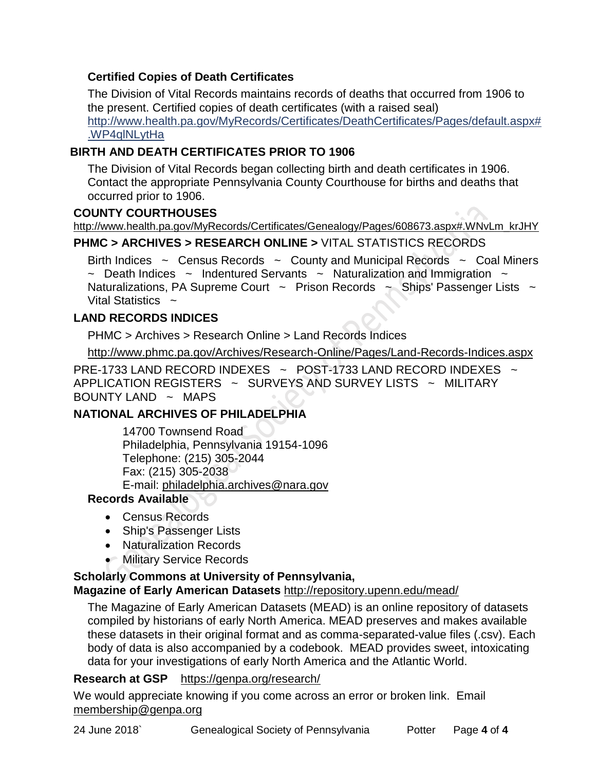**Certified Copies of Death Certificates**

The Division of Vital Records maintains records of deaths that occurred from 1906 to the present. Certified copies of death certificates (with a raised seal) http://www.health.pa.gov/MyRecords/Certificates/DeathCertificates/Pages/default.aspx#.WP4qlNLytHa

**BIRTH AND DEATH CERTIFICATES PRIOR TO 1906**

The Division of Vital Records began collecting birth and death certificates in 1906. Contact the appropriate Pennsylvania County Courthouse for births and deaths that occurred prior to 1906.

**COUNTY COURTHOUSES**

http://www.health.pa.gov/MyRecords/Certificates/Genealogy/Pages/608673.aspx#.WNvLm_krJHY

**PHMC > ARCHIVES > RESEARCH ONLINE >** VITAL STATISTICS RECORDS

Birth Indices ~ Census Records ~ County and Municipal Records ~ Coal Miners ~ Death Indices ~ Indentured Servants ~ Naturalization and Immigration ~ Naturalizations, PA Supreme Court ~ Prison Records ~ Ships' Passenger Lists ~ Vital Statistics ~

**LAND RECORDS INDICES**

PHMC > Archives > Research Online > Land Records Indices

http://www.phmc.pa.gov/Archives/Research-Online/Pages/Land-Records-Indices.aspx

PRE-1733 LAND RECORD INDEXES ~ POST-1733 LAND RECORD INDEXES ~ APPLICATION REGISTERS ~ SURVEYS AND SURVEY LISTS ~ MILITARY BOUNTY LAND ~ MAPS

**NATIONAL ARCHIVES OF PHILADELPHIA**

14700 Townsend Road
Philadelphia, Pennsylvania 19154-1096
Telephone: (215) 305-2044
Fax: (215) 305-2038
E-mail: philadelphia.archives@nara.gov

**Records Available**

- Census Records
- Ship's Passenger Lists
- Naturalization Records
- Military Service Records

**Scholarly Commons at University of Pennsylvania,**
**Magazine of Early American Datasets** http://repository.upenn.edu/mead/

The Magazine of Early American Datasets (MEAD) is an online repository of datasets compiled by historians of early North America. MEAD preserves and makes available these datasets in their original format and as comma-separated-value files (.csv). Each body of data is also accompanied by a codebook. MEAD provides sweet, intoxicating data for your investigations of early North America and the Atlantic World.

**Research at GSP** https://genpa.org/research/

We would appreciate knowing if you come across an error or broken link. Email membership@genpa.org